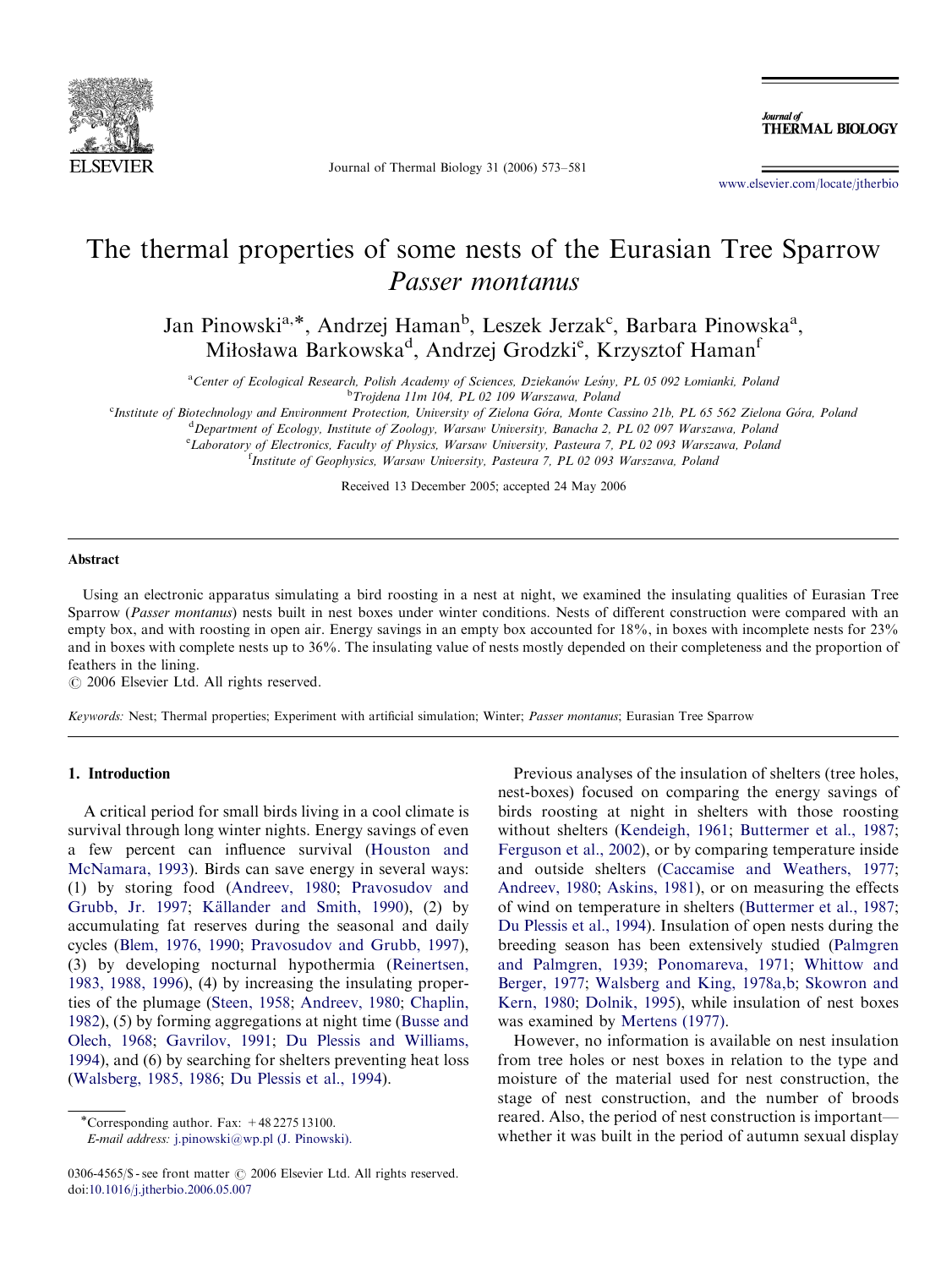# The thermal properties of some nests of the Eurasian Tree Sparrow *Passer montanus*

Jan Pinowski[a,*], Andrzej Haman[b], Leszek Jerzak[c], Barbara Pinowska[a], Miłosława Barkowska[d], Andrzej Grodzki[e], Krzysztof Haman[f]

[a] Center of Ecological Research, Polish Academy of Sciences, Dziekanów Leśny, PL 05 092 Łomianki, Poland
[b] Trojdena 11m 104, PL 02 109 Warszawa, Poland
[c] Institute of Biotechnology and Environment Protection, University of Zielona Góra, Monte Cassino 21b, PL 65 562 Zielona Góra, Poland
[d] Department of Ecology, Institute of Zoology, Warsaw University, Banacha 2, PL 02 097 Warszawa, Poland
[e] Laboratory of Electronics, Faculty of Physics, Warsaw University, Pasteura 7, PL 02 093 Warszawa, Poland
[f] Institute of Geophysics, Warsaw University, Pasteura 7, PL 02 093 Warszawa, Poland

Received 13 December 2005; accepted 24 May 2006

## Abstract

Using an electronic apparatus simulating a bird roosting in a nest at night, we examined the insulating qualities of Eurasian Tree Sparrow (*Passer montanus*) nests built in nest boxes under winter conditions. Nests of different construction were compared with an empty box, and with roosting in open air. Energy savings in an empty box accounted for 18%, in boxes with incomplete nests for 23% and in boxes with complete nests up to 36%. The insulating value of nests mostly depended on their completeness and the proportion of feathers in the lining.

© 2006 Elsevier Ltd. All rights reserved.

*Keywords:* Nest; Thermal properties; Experiment with artificial simulation; Winter; *Passer montanus*; Eurasian Tree Sparrow

## 1. Introduction

A critical period for small birds living in a cool climate is survival through long winter nights. Energy savings of even a few percent can influence survival (Houston and McNamara, 1993). Birds can save energy in several ways: (1) by storing food (Andreev, 1980; Pravosudov and Grubb, Jr. 1997; Källander and Smith, 1990), (2) by accumulating fat reserves during the seasonal and daily cycles (Blem, 1976, 1990; Pravosudov and Grubb, 1997), (3) by developing nocturnal hypothermia (Reinertsen, 1983, 1988, 1996), (4) by increasing the insulating properties of the plumage (Steen, 1958; Andreev, 1980; Chaplin, 1982), (5) by forming aggregations at night time (Busse and Olech, 1968; Gavrilov, 1991; Du Plessis and Williams, 1994), and (6) by searching for shelters preventing heat loss (Walsberg, 1985, 1986; Du Plessis et al., 1994).

Previous analyses of the insulation of shelters (tree holes, nest-boxes) focused on comparing the energy savings of birds roosting at night in shelters with those roosting without shelters (Kendeigh, 1961; Buttermer et al., 1987; Ferguson et al., 2002), or by comparing temperature inside and outside shelters (Caccamise and Weathers, 1977; Andreev, 1980; Askins, 1981), or on measuring the effects of wind on temperature in shelters (Buttermer et al., 1987; Du Plessis et al., 1994). Insulation of open nests during the breeding season has been extensively studied (Palmgren and Palmgren, 1939; Ponomareva, 1971; Whittow and Berger, 1977; Walsberg and King, 1978a,b; Skowron and Kern, 1980; Dolnik, 1995), while insulation of nest boxes was examined by Mertens (1977).

However, no information is available on nest insulation from tree holes or nest boxes in relation to the type and moisture of the material used for nest construction, the stage of nest construction, and the number of broods reared. Also, the period of nest construction is important—whether it was built in the period of autumn sexual display

*Corresponding author. Fax: +48 22 75 13100.
*E-mail address:* j.pinowski@wp.pl (J. Pinowski).

0306-4565/$ - see front matter © 2006 Elsevier Ltd. All rights reserved.
doi:10.1016/j.jtherbio.2006.05.007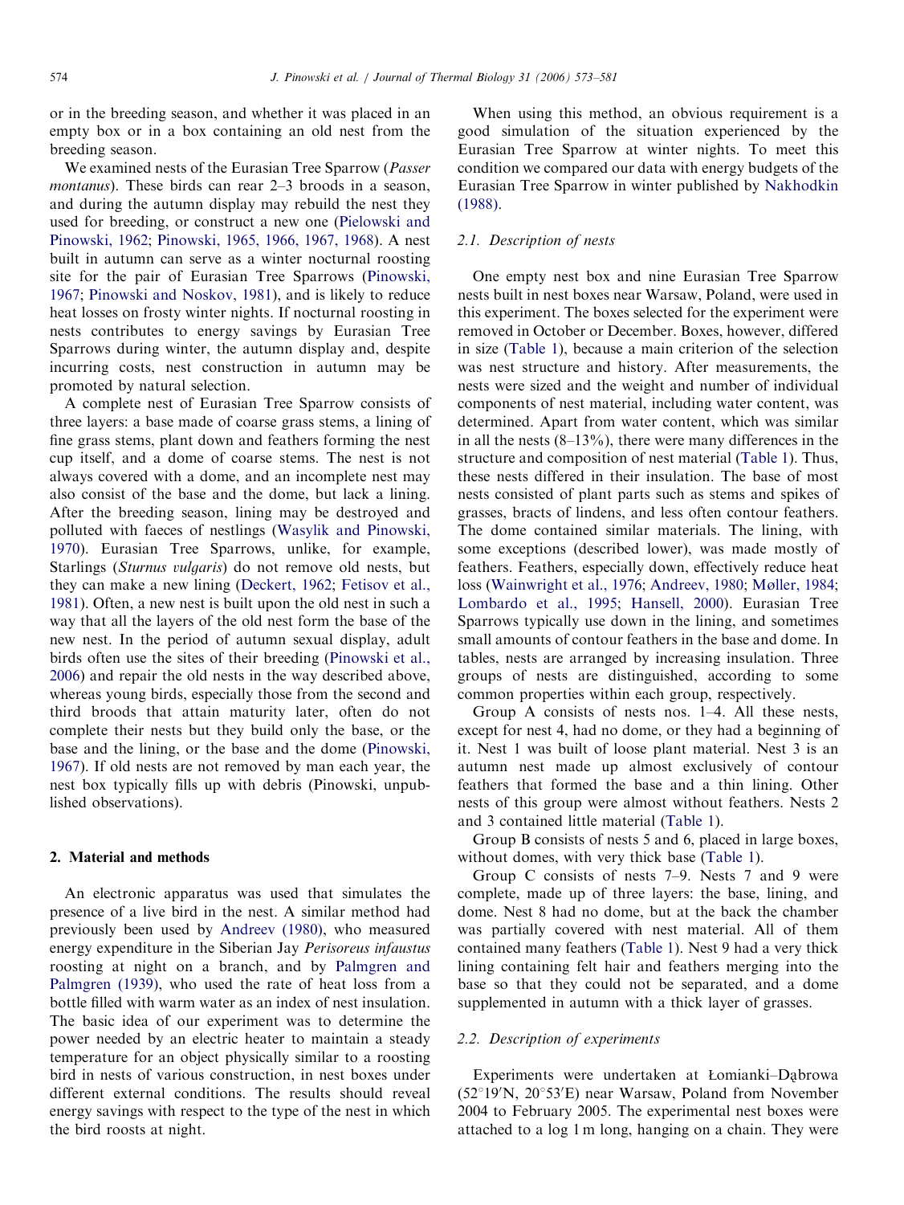or in the breeding season, and whether it was placed in an empty box or in a box containing an old nest from the breeding season.

We examined nests of the Eurasian Tree Sparrow (*Passer montanus*). These birds can rear 2–3 broods in a season, and during the autumn display may rebuild the nest they used for breeding, or construct a new one (Pielowski and Pinowski, 1962; Pinowski, 1965, 1966, 1967, 1968). A nest built in autumn can serve as a winter nocturnal roosting site for the pair of Eurasian Tree Sparrows (Pinowski, 1967; Pinowski and Noskov, 1981), and is likely to reduce heat losses on frosty winter nights. If nocturnal roosting in nests contributes to energy savings by Eurasian Tree Sparrows during winter, the autumn display and, despite incurring costs, nest construction in autumn may be promoted by natural selection.

A complete nest of Eurasian Tree Sparrow consists of three layers: a base made of coarse grass stems, a lining of fine grass stems, plant down and feathers forming the nest cup itself, and a dome of coarse stems. The nest is not always covered with a dome, and an incomplete nest may also consist of the base and the dome, but lack a lining. After the breeding season, lining may be destroyed and polluted with faeces of nestlings (Wasylik and Pinowski, 1970). Eurasian Tree Sparrows, unlike, for example, Starlings (*Sturnus vulgaris*) do not remove old nests, but they can make a new lining (Deckert, 1962; Fetisov et al., 1981). Often, a new nest is built upon the old nest in such a way that all the layers of the old nest form the base of the new nest. In the period of autumn sexual display, adult birds often use the sites of their breeding (Pinowski et al., 2006) and repair the old nests in the way described above, whereas young birds, especially those from the second and third broods that attain maturity later, often do not complete their nests but they build only the base, or the base and the lining, or the base and the dome (Pinowski, 1967). If old nests are not removed by man each year, the nest box typically fills up with debris (Pinowski, unpublished observations).

## 2. Material and methods

An electronic apparatus was used that simulates the presence of a live bird in the nest. A similar method had previously been used by Andreev (1980), who measured energy expenditure in the Siberian Jay *Perisoreus infaustus* roosting at night on a branch, and by Palmgren and Palmgren (1939), who used the rate of heat loss from a bottle filled with warm water as an index of nest insulation. The basic idea of our experiment was to determine the power needed by an electric heater to maintain a steady temperature for an object physically similar to a roosting bird in nests of various construction, in nest boxes under different external conditions. The results should reveal energy savings with respect to the type of the nest in which the bird roosts at night.

When using this method, an obvious requirement is a good simulation of the situation experienced by the Eurasian Tree Sparrow at winter nights. To meet this condition we compared our data with energy budgets of the Eurasian Tree Sparrow in winter published by Nakhodkin (1988).

### 2.1. Description of nests

One empty nest box and nine Eurasian Tree Sparrow nests built in nest boxes near Warsaw, Poland, were used in this experiment. The boxes selected for the experiment were removed in October or December. Boxes, however, differed in size (Table 1), because a main criterion of the selection was nest structure and history. After measurements, the nests were sized and the weight and number of individual components of nest material, including water content, was determined. Apart from water content, which was similar in all the nests (8–13%), there were many differences in the structure and composition of nest material (Table 1). Thus, these nests differed in their insulation. The base of most nests consisted of plant parts such as stems and spikes of grasses, bracts of lindens, and less often contour feathers. The dome contained similar materials. The lining, with some exceptions (described lower), was made mostly of feathers. Feathers, especially down, effectively reduce heat loss (Wainwright et al., 1976; Andreev, 1980; Møller, 1984; Lombardo et al., 1995; Hansell, 2000). Eurasian Tree Sparrows typically use down in the lining, and sometimes small amounts of contour feathers in the base and dome. In tables, nests are arranged by increasing insulation. Three groups of nests are distinguished, according to some common properties within each group, respectively.

Group A consists of nests nos. 1–4. All these nests, except for nest 4, had no dome, or they had a beginning of it. Nest 1 was built of loose plant material. Nest 3 is an autumn nest made up almost exclusively of contour feathers that formed the base and a thin lining. Other nests of this group were almost without feathers. Nests 2 and 3 contained little material (Table 1).

Group B consists of nests 5 and 6, placed in large boxes, without domes, with very thick base (Table 1).

Group C consists of nests 7–9. Nests 7 and 9 were complete, made up of three layers: the base, lining, and dome. Nest 8 had no dome, but at the back the chamber was partially covered with nest material. All of them contained many feathers (Table 1). Nest 9 had a very thick lining containing felt hair and feathers merging into the base so that they could not be separated, and a dome supplemented in autumn with a thick layer of grasses.

### 2.2. Description of experiments

Experiments were undertaken at Łomianki–Dąbrowa (52°19′N, 20°53′E) near Warsaw, Poland from November 2004 to February 2005. The experimental nest boxes were attached to a log 1 m long, hanging on a chain. They were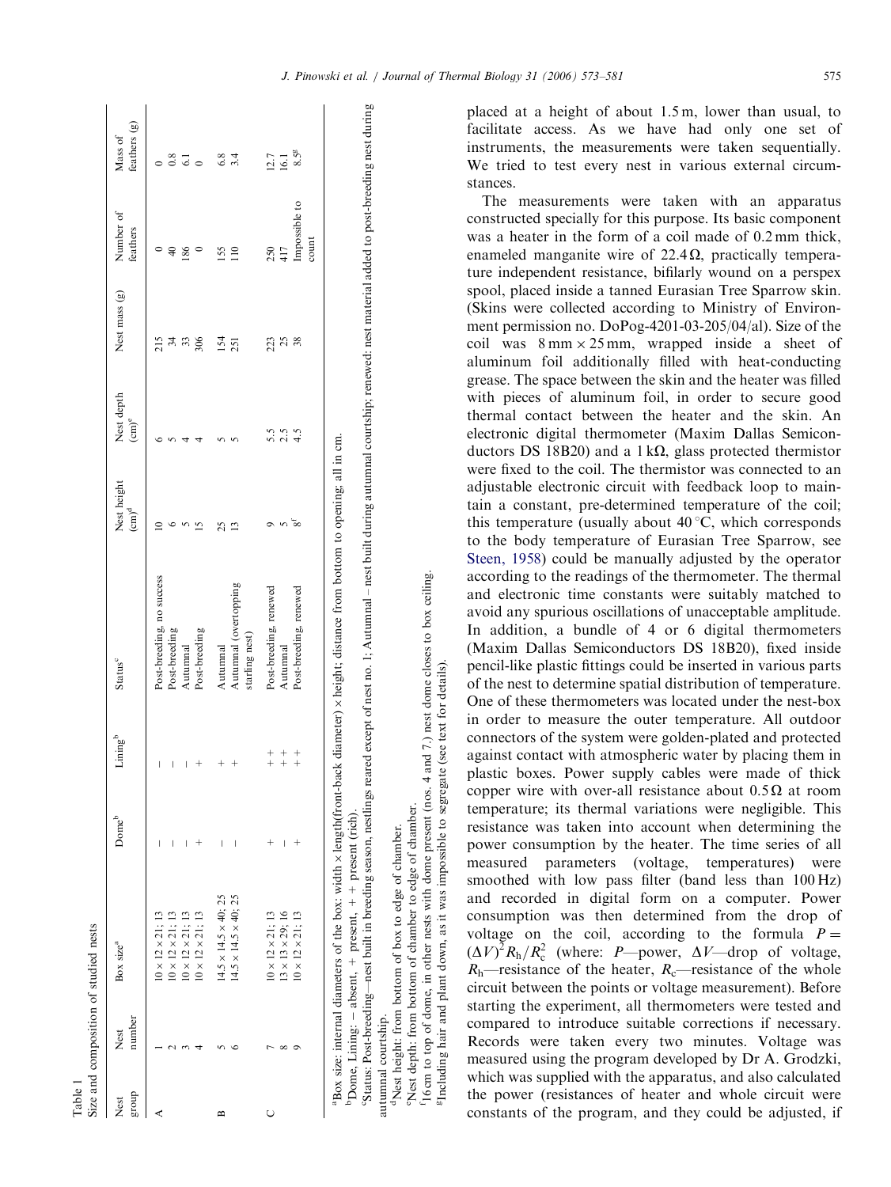Table 1
Size and composition of studied nests

| Nest group | Nest number | Box size[a] | Dome[b] | Lining[b] | Status[c] | Nest height (cm)[d] | Nest depth (cm)[e] | Nest mass (g) | Number of feathers | Mass of feathers (g) |
|---|---|---|---|---|---|---|---|---|---|---|
| A | 1 | 10 × 12 × 21; 13 | – | – | Post-breeding, no success | 10 | 6 | 215 | 0 | 0 |
| | 2 | 10 × 12 × 21; 13 | – | – | Post-breeding | 6 | 5 | 34 | 40 | 0.8 |
| | 3 | 10 × 12 × 21; 13 | – | – | Autumnal | 5 | 4 | 33 | 186 | 6.1 |
| | 4 | 10 × 12 × 21; 13 | + | + | Post-breeding | 15 | 4 | 306 | 0 | 0 |
| B | 5 | 14.5 × 14.5 × 40; 25 | – | + | Autumnal | 25 | 5 | 154 | 155 | 6.8 |
| | 6 | 14.5 × 14.5 × 40; 25 | – | + | Autumnal (overtopping starling nest) | 13 | 5 | 251 | 110 | 3.4 |
| C | 7 | 10 × 12 × 21; 13 | + | + + | Post-breeding, renewed | 9 | 5.5 | 223 | 250 | 12.7 |
| | 8 | 13 × 13 × 29; 16 | – | + + | Autumnal | 5 | 2.5 | 25 | 417 | 16.1 |
| | 9 | 10 × 12 × 21; 13 | + | + + | Post-breeding, renewed | 8[f] | 4.5 | 38 | Impossible to count | 8.5[g] |

[a]Box size: internal diameters of the box: width × length(front-back diameter) × height; distance from bottom to opening; all in cm.
[b]Dome, Lining: – absent, + present, + + present (rich).
[c]Status: Post-breeding—nest built in breeding season, nestlings reared except of nest no. 1; Autumnal – nest built during autumnal courtship; renewed: nest material added to post-breeding nest during autumnal courtship.
[d]Nest height: from bottom of box to edge of chamber.
[e]Nest depth: from bottom of chamber to edge of chamber.
[f]16 cm to top of dome, in other nests with dome present (nos. 4 and 7.) nest dome closes to box ceiling.
[g]Including hair and plant down, as it was impossible to segregate (see text for details).

placed at a height of about 1.5 m, lower than usual, to facilitate access. As we have had only one set of instruments, the measurements were taken sequentially. We tried to test every nest in various external circumstances.

The measurements were taken with an apparatus constructed specially for this purpose. Its basic component was a heater in the form of a coil made of 0.2 mm thick, enameled manganite wire of 22.4 Ω, practically temperature independent resistance, bifilarly wound on a perspex spool, placed inside a tanned Eurasian Tree Sparrow skin. (Skins were collected according to Ministry of Environment permission no. DoPog-4201-03-205/04/al). Size of the coil was 8 mm × 25 mm, wrapped inside a sheet of aluminum foil additionally filled with heat-conducting grease. The space between the skin and the heater was filled with pieces of aluminum foil, in order to secure good thermal contact between the heater and the skin. An electronic digital thermometer (Maxim Dallas Semiconductors DS 18B20) and a 1 kΩ, glass protected thermistor were fixed to the coil. The thermistor was connected to an adjustable electronic circuit with feedback loop to maintain a constant, pre-determined temperature of the coil; this temperature (usually about 40 °C, which corresponds to the body temperature of Eurasian Tree Sparrow, see Steen, 1958) could be manually adjusted by the operator according to the readings of the thermometer. The thermal and electronic time constants were suitably matched to avoid any spurious oscillations of unacceptable amplitude. In addition, a bundle of 4 or 6 digital thermometers (Maxim Dallas Semiconductors DS 18B20), fixed inside pencil-like plastic fittings could be inserted in various parts of the nest to determine spatial distribution of temperature. One of these thermometers was located under the nest-box in order to measure the outer temperature. All outdoor connectors of the system were golden-plated and protected against contact with atmospheric water by placing them in plastic boxes. Power supply cables were made of thick copper wire with over-all resistance about 0.5 Ω at room temperature; its thermal variations were negligible. This resistance was taken into account when determining the power consumption by the heater. The time series of all measured parameters (voltage, temperatures) were smoothed with low pass filter (band less than 100 Hz) and recorded in digital form on a computer. Power consumption was then determined from the drop of voltage on the coil, according to the formula $P = (\Delta V)^2 R_h / R_c^2$ (where: $P$—power, $\Delta V$—drop of voltage, $R_h$—resistance of the heater, $R_c$—resistance of the whole circuit between the points or voltage measurement). Before starting the experiment, all thermometers were tested and compared to introduce suitable corrections if necessary. Records were taken every two minutes. Voltage was measured using the program developed by Dr A. Grodzki, which was supplied with the apparatus, and also calculated the power (resistances of heater and whole circuit were constants of the program, and they could be adjusted, if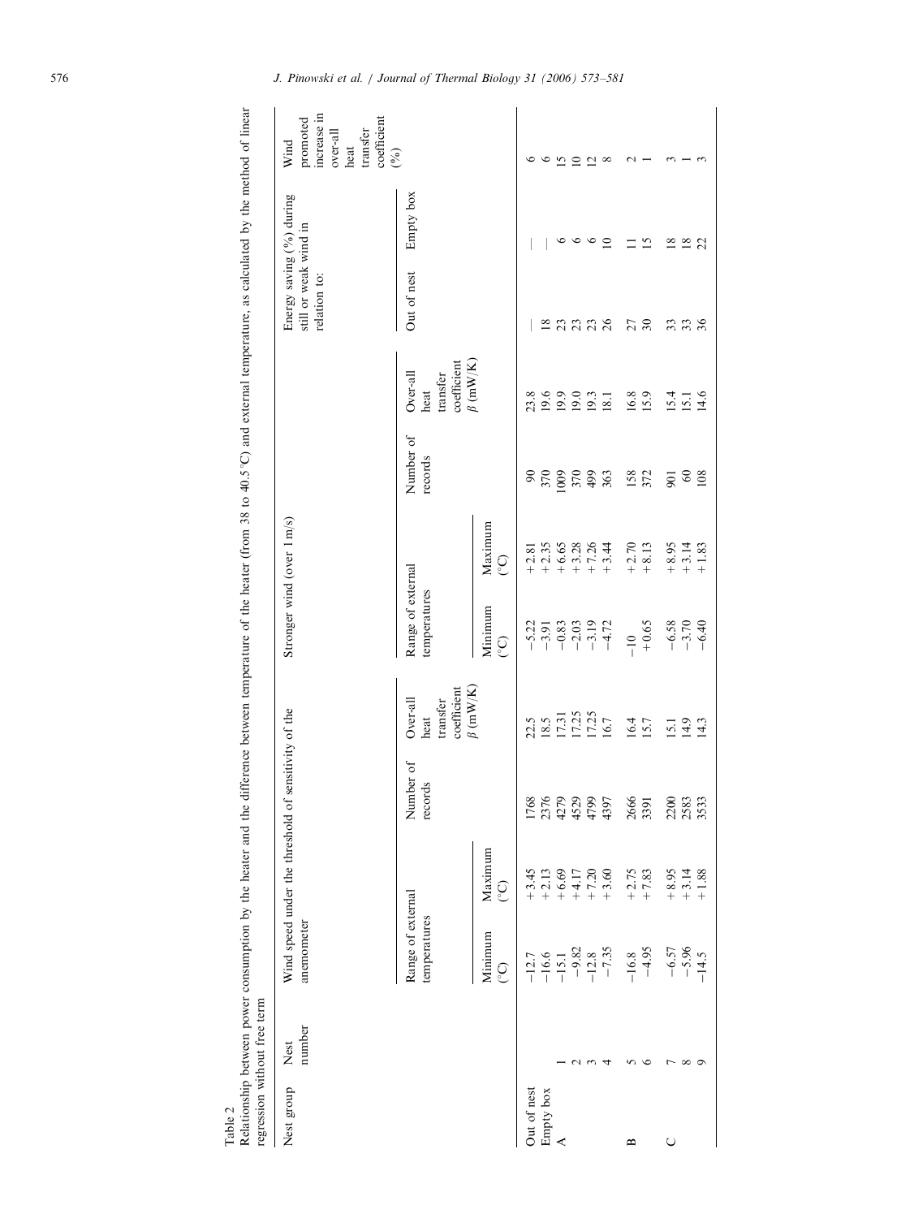Table 2
Relationship between power consumption by the heater and the difference between temperature of the heater (from 38 to 40.5 °C) and external temperature, as calculated by the method of linear regression without free term

| Nest group | Nest number | Wind speed under the threshold of sensitivity of the anemometer | | | | Stronger wind (over 1 m/s) | | | | Energy saving (%) during still or weak wind in relation to: | | Wind promoted increase in over-all heat transfer coefficient (%) |
|---|---|---|---|---|---|---|---|---|---|---|---|---|
| | | Range of external temperatures | | Number of records | Over-all heat transfer coefficient $\beta$ (mW/K) | Range of external temperatures | | Number of records | Over-all heat transfer coefficient $\beta$ (mW/K) | Out of nest | Empty box | |
| | | Minimum (°C) | Maximum (°C) | | | Minimum (°C) | Maximum (°C) | | | | | |
| Out of nest | | −12.7 | +3.45 | 1768 | 22.5 | −5.22 | +2.81 | 90 | 23.8 | — | — | 6 |
| Empty box | | −16.6 | +2.13 | 2376 | 18.5 | −3.91 | +2.35 | 370 | 19.6 | 18 | — | 6 |
| A | 1 | −15.1 | +6.69 | 4279 | 17.31 | −0.83 | +6.65 | 1009 | 19.9 | 23 | 6 | 15 |
| | 2 | −9.82 | +4.17 | 4529 | 17.25 | −2.03 | +3.28 | 370 | 19.0 | 23 | 6 | 10 |
| | 3 | −12.8 | +7.20 | 4799 | 17.25 | −3.19 | +7.26 | 499 | 19.3 | 23 | 6 | 12 |
| | 4 | −7.35 | +3.60 | 4397 | 16.7 | −4.72 | +3.44 | 363 | 18.1 | 26 | 10 | 8 |
| B | 5 | −16.8 | +2.75 | 2666 | 16.4 | −10 | +2.70 | 158 | 16.8 | 27 | 11 | 2 |
| | 6 | −4.95 | +7.83 | 3391 | 15.7 | +0.65 | +8.13 | 372 | 15.9 | 30 | 15 | 1 |
| C | 7 | −6.57 | +8.95 | 2200 | 15.1 | −6.58 | +8.95 | 901 | 15.4 | 33 | 18 | 3 |
| | 8 | −5.96 | +3.14 | 2583 | 14.9 | −3.70 | +3.14 | 60 | 15.1 | 33 | 18 | 1 |
| | 9 | −14.5 | +1.88 | 3533 | 14.3 | −6.40 | +1.83 | 108 | 14.6 | 36 | 22 | 3 |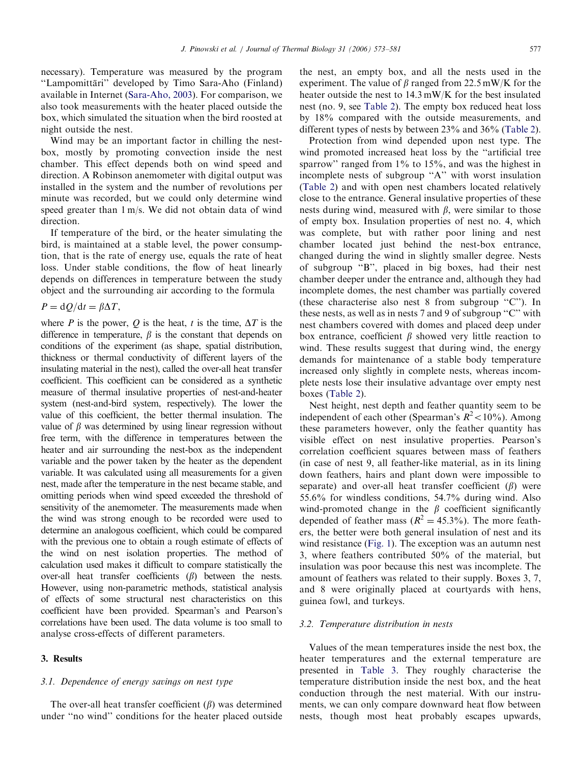necessary). Temperature was measured by the program "Lampomittäri" developed by Timo Sara-Aho (Finland) available in Internet (Sara-Aho, 2003). For comparison, we also took measurements with the heater placed outside the box, which simulated the situation when the bird roosted at night outside the nest.

Wind may be an important factor in chilling the nest-box, mostly by promoting convection inside the nest chamber. This effect depends both on wind speed and direction. A Robinson anemometer with digital output was installed in the system and the number of revolutions per minute was recorded, but we could only determine wind speed greater than 1 m/s. We did not obtain data of wind direction.

If temperature of the bird, or the heater simulating the bird, is maintained at a stable level, the power consumption, that is the rate of energy use, equals the rate of heat loss. Under stable conditions, the flow of heat linearly depends on differences in temperature between the study object and the surrounding air according to the formula

$$P = \mathrm{d}Q/\mathrm{d}t = \beta\Delta T,$$

where $P$ is the power, $Q$ is the heat, $t$ is the time, $\Delta T$ is the difference in temperature, $\beta$ is the constant that depends on conditions of the experiment (as shape, spatial distribution, thickness or thermal conductivity of different layers of the insulating material in the nest), called the over-all heat transfer coefficient. This coefficient can be considered as a synthetic measure of thermal insulative properties of nest-and-heater system (nest-and-bird system, respectively). The lower the value of this coefficient, the better thermal insulation. The value of $\beta$ was determined by using linear regression without free term, with the difference in temperatures between the heater and air surrounding the nest-box as the independent variable and the power taken by the heater as the dependent variable. It was calculated using all measurements for a given nest, made after the temperature in the nest became stable, and omitting periods when wind speed exceeded the threshold of sensitivity of the anemometer. The measurements made when the wind was strong enough to be recorded were used to determine an analogous coefficient, which could be compared with the previous one to obtain a rough estimate of effects of the wind on nest isolation properties. The method of calculation used makes it difficult to compare statistically the over-all heat transfer coefficients ($\beta$) between the nests. However, using non-parametric methods, statistical analysis of effects of some structural nest characteristics on this coefficient have been provided. Spearman's and Pearson's correlations have been used. The data volume is too small to analyse cross-effects of different parameters.

## 3. Results

### 3.1. Dependence of energy savings on nest type

The over-all heat transfer coefficient ($\beta$) was determined under "no wind" conditions for the heater placed outside the nest, an empty box, and all the nests used in the experiment. The value of $\beta$ ranged from 22.5 mW/K for the heater outside the nest to 14.3 mW/K for the best insulated nest (no. 9, see Table 2). The empty box reduced heat loss by 18% compared with the outside measurements, and different types of nests by between 23% and 36% (Table 2).

Protection from wind depended upon nest type. The wind promoted increased heat loss by the "artificial tree sparrow" ranged from 1% to 15%, and was the highest in incomplete nests of subgroup "A" with worst insulation (Table 2) and with open nest chambers located relatively close to the entrance. General insulative properties of these nests during wind, measured with $\beta$, were similar to those of empty box. Insulation properties of nest no. 4, which was complete, but with rather poor lining and nest chamber located just behind the nest-box entrance, changed during the wind in slightly smaller degree. Nests of subgroup "B", placed in big boxes, had their nest chamber deeper under the entrance and, although they had incomplete domes, the nest chamber was partially covered (these characterise also nest 8 from subgroup "C"). In these nests, as well as in nests 7 and 9 of subgroup "C" with nest chambers covered with domes and placed deep under box entrance, coefficient $\beta$ showed very little reaction to wind. These results suggest that during wind, the energy demands for maintenance of a stable body temperature increased only slightly in complete nests, whereas incomplete nests lose their insulative advantage over empty nest boxes (Table 2).

Nest height, nest depth and feather quantity seem to be independent of each other (Spearman's $R^2 < 10\%$). Among these parameters however, only the feather quantity has visible effect on nest insulative properties. Pearson's correlation coefficient squares between mass of feathers (in case of nest 9, all feather-like material, as in its lining down feathers, hairs and plant down were impossible to separate) and over-all heat transfer coefficient ($\beta$) were 55.6% for windless conditions, 54.7% during wind. Also wind-promoted change in the $\beta$ coefficient significantly depended of feather mass ($R^2 = 45.3\%$). The more feathers, the better were both general insulation of nest and its wind resistance (Fig. 1). The exception was an autumn nest 3, where feathers contributed 50% of the material, but insulation was poor because this nest was incomplete. The amount of feathers was related to their supply. Boxes 3, 7, and 8 were originally placed at courtyards with hens, guinea fowl, and turkeys.

### 3.2. Temperature distribution in nests

Values of the mean temperatures inside the nest box, the heater temperatures and the external temperature are presented in Table 3. They roughly characterise the temperature distribution inside the nest box, and the heat conduction through the nest material. With our instruments, we can only compare downward heat flow between nests, though most heat probably escapes upwards,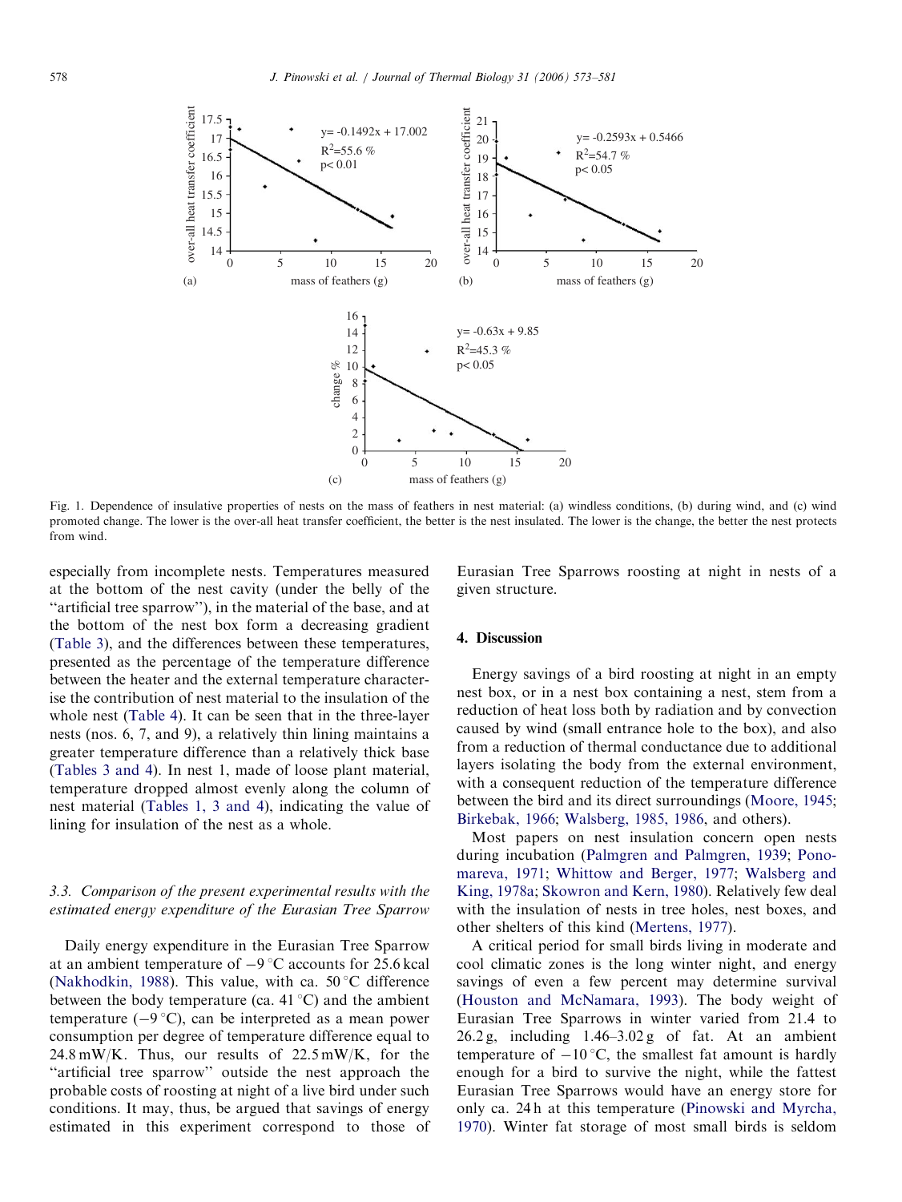Fig. 1. Dependence of insulative properties of nests on the mass of feathers in nest material: (a) windless conditions, (b) during wind, and (c) wind promoted change. The lower is the over-all heat transfer coefficient, the better is the nest insulated. The lower is the change, the better the nest protects from wind.

especially from incomplete nests. Temperatures measured at the bottom of the nest cavity (under the belly of the "artificial tree sparrow"), in the material of the base, and at the bottom of the nest box form a decreasing gradient (Table 3), and the differences between these temperatures, presented as the percentage of the temperature difference between the heater and the external temperature characterise the contribution of nest material to the insulation of the whole nest (Table 4). It can be seen that in the three-layer nests (nos. 6, 7, and 9), a relatively thin lining maintains a greater temperature difference than a relatively thick base (Tables 3 and 4). In nest 1, made of loose plant material, temperature dropped almost evenly along the column of nest material (Tables 1, 3 and 4), indicating the value of lining for insulation of the nest as a whole.

### 3.3. Comparison of the present experimental results with the estimated energy expenditure of the Eurasian Tree Sparrow

Daily energy expenditure in the Eurasian Tree Sparrow at an ambient temperature of $-9\,^{\circ}C$ accounts for 25.6 kcal (Nakhodkin, 1988). This value, with ca. $50\,^{\circ}C$ difference between the body temperature (ca. $41\,^{\circ}C$) and the ambient temperature ($-9\,^{\circ}C$), can be interpreted as a mean power consumption per degree of temperature difference equal to 24.8 mW/K. Thus, our results of 22.5 mW/K, for the "artificial tree sparrow" outside the nest approach the probable costs of roosting at night of a live bird under such conditions. It may, thus, be argued that savings of energy estimated in this experiment correspond to those of Eurasian Tree Sparrows roosting at night in nests of a given structure.

## 4. Discussion

Energy savings of a bird roosting at night in an empty nest box, or in a nest box containing a nest, stem from a reduction of heat loss both by radiation and by convection caused by wind (small entrance hole to the box), and also from a reduction of thermal conductance due to additional layers isolating the body from the external environment, with a consequent reduction of the temperature difference between the bird and its direct surroundings (Moore, 1945; Birkebak, 1966; Walsberg, 1985, 1986, and others).

Most papers on nest insulation concern open nests during incubation (Palmgren and Palmgren, 1939; Ponomareva, 1971; Whittow and Berger, 1977; Walsberg and King, 1978a; Skowron and Kern, 1980). Relatively few deal with the insulation of nests in tree holes, nest boxes, and other shelters of this kind (Mertens, 1977).

A critical period for small birds living in moderate and cool climatic zones is the long winter night, and energy savings of even a few percent may determine survival (Houston and McNamara, 1993). The body weight of Eurasian Tree Sparrows in winter varied from 21.4 to 26.2 g, including 1.46–3.02 g of fat. At an ambient temperature of $-10\,^{\circ}C$, the smallest fat amount is hardly enough for a bird to survive the night, while the fattest Eurasian Tree Sparrows would have an energy store for only ca. 24 h at this temperature (Pinowski and Myrcha, 1970). Winter fat storage of most small birds is seldom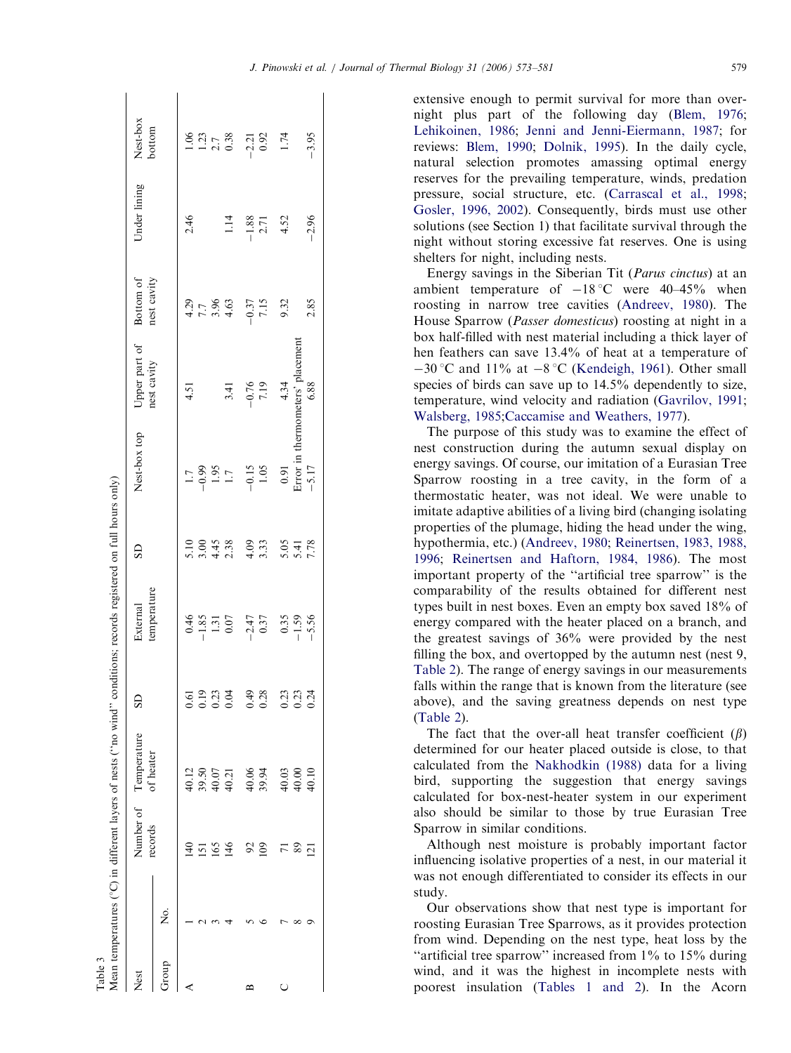Table 3
Mean temperatures (°C) in different layers of nests ("no wind" conditions; records registered on full hours only)

| Nest | | Number of records | Temperature of heater | SD | External temperature | SD | Nest-box top | Upper part of nest cavity | Bottom of nest cavity | Under lining | Nest-box bottom |
|---|---|---|---|---|---|---|---|---|---|---|---|
| Group | No. | | | | | | | | | | |
| A | 1 | 140 | 40.12 | 0.61 | 0.46 | 5.10 | 1.7 | 4.51 | 4.29 | 2.46 | 1.06 |
| | 2 | 151 | 39.50 | 0.19 | −1.85 | 3.00 | −0.99 | | 7.7 | | 1.23 |
| | 3 | 165 | 40.07 | 0.23 | 1.31 | 4.45 | 1.95 | | 3.96 | | 2.7 |
| | 4 | 146 | 40.21 | 0.04 | 0.07 | 2.38 | 1.7 | 3.41 | 4.63 | 1.14 | 0.38 |
| B | 5 | 92 | 40.06 | 0.49 | −2.47 | 4.09 | −0.15 | −0.76 | −0.37 | −1.88 | −2.21 |
| | 6 | 109 | 39.94 | 0.28 | 0.37 | 3.33 | 1.05 | 7.19 | 7.15 | 2.71 | 0.92 |
| C | 7 | 71 | 40.03 | 0.23 | 0.35 | 5.05 | 0.91 | 4.34 | 9.32 | 4.52 | 1.74 |
| | 8 | 89 | 40.00 | 0.23 | −1.59 | 5.41 | Error in thermometers' placement | | | | |
| | 9 | 121 | 40.10 | 0.24 | −5.56 | 7.78 | −5.17 | 6.88 | 2.85 | −2.96 | −3.95 |

extensive enough to permit survival for more than overnight plus part of the following day (Blem, 1976; Lehikoinen, 1986; Jenni and Jenni-Eiermann, 1987; for reviews: Blem, 1990; Dolnik, 1995). In the daily cycle, natural selection promotes amassing optimal energy reserves for the prevailing temperature, winds, predation pressure, social structure, etc. (Carrascal et al., 1998; Gosler, 1996, 2002). Consequently, birds must use other solutions (see Section 1) that facilitate survival through the night without storing excessive fat reserves. One is using shelters for night, including nests.

Energy savings in the Siberian Tit (*Parus cinctus*) at an ambient temperature of −18 °C were 40–45% when roosting in narrow tree cavities (Andreev, 1980). The House Sparrow (*Passer domesticus*) roosting at night in a box half-filled with nest material including a thick layer of hen feathers can save 13.4% of heat at a temperature of −30 °C and 11% at −8 °C (Kendeigh, 1961). Other small species of birds can save up to 14.5% dependently to size, temperature, wind velocity and radiation (Gavrilov, 1991; Walsberg, 1985;Caccamise and Weathers, 1977).

The purpose of this study was to examine the effect of nest construction during the autumn sexual display on energy savings. Of course, our imitation of a Eurasian Tree Sparrow roosting in a tree cavity, in the form of a thermostatic heater, was not ideal. We were unable to imitate adaptive abilities of a living bird (changing isolating properties of the plumage, hiding the head under the wing, hypothermia, etc.) (Andreev, 1980; Reinertsen, 1983, 1988, 1996; Reinertsen and Haftorn, 1984, 1986). The most important property of the "artificial tree sparrow" is the comparability of the results obtained for different nest types built in nest boxes. Even an empty box saved 18% of energy compared with the heater placed on a branch, and the greatest savings of 36% were provided by the nest filling the box, and overtopped by the autumn nest (nest 9, Table 2). The range of energy savings in our measurements falls within the range that is known from the literature (see above), and the saving greatness depends on nest type (Table 2).

The fact that the over-all heat transfer coefficient ($\beta$) determined for our heater placed outside is close, to that calculated from the Nakhodkin (1988) data for a living bird, supporting the suggestion that energy savings calculated for box-nest-heater system in our experiment also should be similar to those by true Eurasian Tree Sparrow in similar conditions.

Although nest moisture is probably important factor influencing isolative properties of a nest, in our material it was not enough differentiated to consider its effects in our study.

Our observations show that nest type is important for roosting Eurasian Tree Sparrows, as it provides protection from wind. Depending on the nest type, heat loss by the "artificial tree sparrow" increased from 1% to 15% during wind, and it was the highest in incomplete nests with poorest insulation (Tables 1 and 2). In the Acorn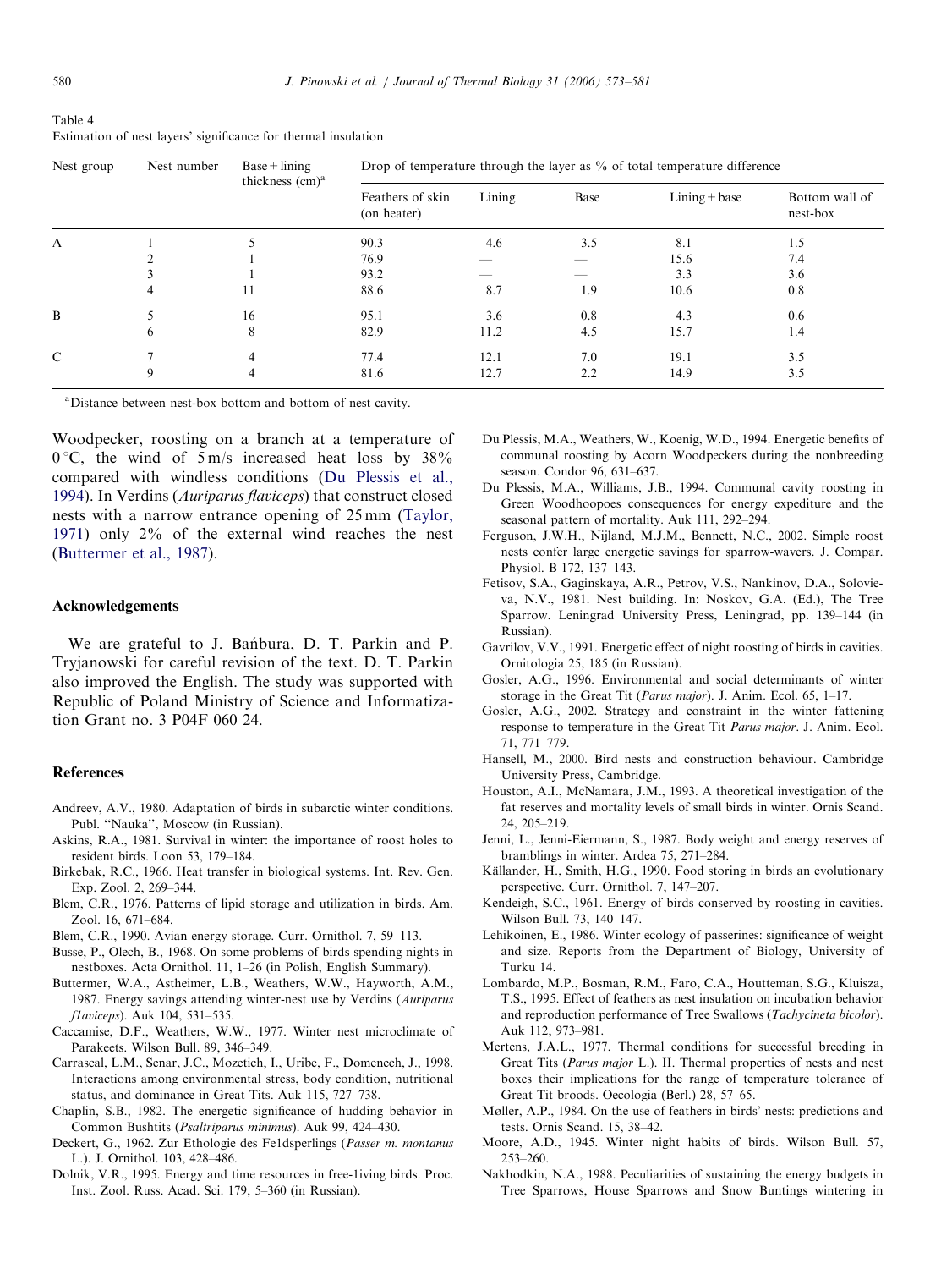Table 4
Estimation of nest layers' significance for thermal insulation

| Nest group | Nest number | Base + lining thickness (cm)[a] | Drop of temperature through the layer as % of total temperature difference | | | | |
|---|---|---|---|---|---|---|---|
| | | | Feathers of skin (on heater) | Lining | Base | Lining + base | Bottom wall of nest-box |
| A | 1 | 5 | 90.3 | 4.6 | 3.5 | 8.1 | 1.5 |
| | 2 | 1 | 76.9 | — | — | 15.6 | 7.4 |
| | 3 | 1 | 93.2 | — | — | 3.3 | 3.6 |
| | 4 | 11 | 88.6 | 8.7 | 1.9 | 10.6 | 0.8 |
| B | 5 | 16 | 95.1 | 3.6 | 0.8 | 4.3 | 0.6 |
| | 6 | 8 | 82.9 | 11.2 | 4.5 | 15.7 | 1.4 |
| C | 7 | 4 | 77.4 | 12.1 | 7.0 | 19.1 | 3.5 |
| | 9 | 4 | 81.6 | 12.7 | 2.2 | 14.9 | 3.5 |

[a]Distance between nest-box bottom and bottom of nest cavity.

Woodpecker, roosting on a branch at a temperature of 0 °C, the wind of 5 m/s increased heat loss by 38% compared with windless conditions (Du Plessis et al., 1994). In Verdins (*Auriparus flaviceps*) that construct closed nests with a narrow entrance opening of 25 mm (Taylor, 1971) only 2% of the external wind reaches the nest (Buttermer et al., 1987).

## Acknowledgements

We are grateful to J. Bańbura, D. T. Parkin and P. Tryjanowski for careful revision of the text. D. T. Parkin also improved the English. The study was supported with Republic of Poland Ministry of Science and Informatization Grant no. 3 P04F 060 24.

## References

Andreev, A.V., 1980. Adaptation of birds in subarctic winter conditions. Publ. "Nauka", Moscow (in Russian).

Askins, R.A., 1981. Survival in winter: the importance of roost holes to resident birds. Loon 53, 179–184.

Birkebak, R.C., 1966. Heat transfer in biological systems. Int. Rev. Gen. Exp. Zool. 2, 269–344.

Blem, C.R., 1976. Patterns of lipid storage and utilization in birds. Am. Zool. 16, 671–684.

Blem, C.R., 1990. Avian energy storage. Curr. Ornithol. 7, 59–113.

Busse, P., Olech, B., 1968. On some problems of birds spending nights in nestboxes. Acta Ornithol. 11, 1–26 (in Polish, English Summary).

Buttermer, W.A., Astheimer, L.B., Weathers, W.W., Hayworth, A.M., 1987. Energy savings attending winter-nest use by Verdins (*Auriparus flaviceps*). Auk 104, 531–535.

Caccamise, D.F., Weathers, W.W., 1977. Winter nest microclimate of Parakeets. Wilson Bull. 89, 346–349.

Carrascal, L.M., Senar, J.C., Mozetich, I., Uribe, F., Domenech, J., 1998. Interactions among environmental stress, body condition, nutritional status, and dominance in Great Tits. Auk 115, 727–738.

Chaplin, S.B., 1982. The energetic significance of hudding behavior in Common Bushtits (*Psaltriparus minimus*). Auk 99, 424–430.

Deckert, G., 1962. Zur Ethologie des Feldsperlings (*Passer m. montanus* L.). J. Ornithol. 103, 428–486.

Dolnik, V.R., 1995. Energy and time resources in free-living birds. Proc. Inst. Zool. Russ. Acad. Sci. 179, 5–360 (in Russian).

Du Plessis, M.A., Weathers, W., Koenig, W.D., 1994. Energetic benefits of communal roosting by Acorn Woodpeckers during the nonbreeding season. Condor 96, 631–637.

Du Plessis, M.A., Williams, J.B., 1994. Communal cavity roosting in Green Woodhoopoes consequences for energy expediture and the seasonal pattern of mortality. Auk 111, 292–294.

Ferguson, J.W.H., Nijland, M.J.M., Bennett, N.C., 2002. Simple roost nests confer large energetic savings for sparrow-wavers. J. Compar. Physiol. B 172, 137–143.

Fetisov, S.A., Gaginskaya, A.R., Petrov, V.S., Nankinov, D.A., Solovieva, N.V., 1981. Nest building. In: Noskov, G.A. (Ed.), The Tree Sparrow. Leningrad University Press, Leningrad, pp. 139–144 (in Russian).

Gavrilov, V.V., 1991. Energetic effect of night roosting of birds in cavities. Ornitologia 25, 185 (in Russian).

Gosler, A.G., 1996. Environmental and social determinants of winter storage in the Great Tit (*Parus major*). J. Anim. Ecol. 65, 1–17.

Gosler, A.G., 2002. Strategy and constraint in the winter fattening response to temperature in the Great Tit *Parus major*. J. Anim. Ecol. 71, 771–779.

Hansell, M., 2000. Bird nests and construction behaviour. Cambridge University Press, Cambridge.

Houston, A.I., McNamara, J.M., 1993. A theoretical investigation of the fat reserves and mortality levels of small birds in winter. Ornis Scand. 24, 205–219.

Jenni, L., Jenni-Eiermann, S., 1987. Body weight and energy reserves of bramblings in winter. Ardea 75, 271–284.

Källander, H., Smith, H.G., 1990. Food storing in birds an evolutionary perspective. Curr. Ornithol. 7, 147–207.

Kendeigh, S.C., 1961. Energy of birds conserved by roosting in cavities. Wilson Bull. 73, 140–147.

Lehikoinen, E., 1986. Winter ecology of passerines: significance of weight and size. Reports from the Department of Biology, University of Turku 14.

Lombardo, M.P., Bosman, R.M., Faro, C.A., Houtteman, S.G., Kluisza, T.S., 1995. Effect of feathers as nest insulation on incubation behavior and reproduction performance of Tree Swallows (*Tachycineta bicolor*). Auk 112, 973–981.

Mertens, J.A.L., 1977. Thermal conditions for successful breeding in Great Tits (*Parus major* L.). II. Thermal properties of nests and nest boxes their implications for the range of temperature tolerance of Great Tit broods. Oecologia (Berl.) 28, 57–65.

Møller, A.P., 1984. On the use of feathers in birds' nests: predictions and tests. Ornis Scand. 15, 38–42.

Moore, A.D., 1945. Winter night habits of birds. Wilson Bull. 57, 253–260.

Nakhodkin, N.A., 1988. Peculiarities of sustaining the energy budgets in Tree Sparrows, House Sparrows and Snow Buntings wintering in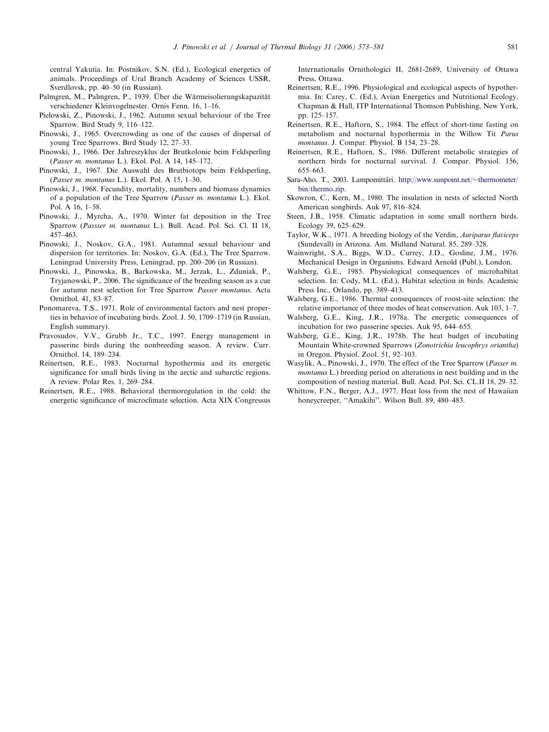central Yakutia. In: Postnikov, S.N. (Ed.), Ecological energetics of animals. Proceedings of Ural Branch Academy of Sciences USSR, Sverdlovsk, pp. 40–50 (in Russian).

Palmgren, M., Palmgren, P., 1939. Über die Wärmeisolierungskapazität verschiedener Kleinvogelnester. Ornis Fenn. 16, 1–16.

Pielowski, Z., Pinowski, J., 1962. Autumn sexual behaviour of the Tree Sparrow. Bird Study 9, 116–122.

Pinowski, J., 1965. Overcrowding as one of the causes of dispersal of young Tree Sparrows. Bird Study 12, 27–33.

Pinowski, J., 1966. Der Jahreszyklus der Brutkolonie beim Feldsperling (*Passer m. montanus* L.). Ekol. Pol. A 14, 145–172.

Pinowski, J., 1967. Die Auswahl des Brutbiotops beim Feldsperling, (*Passer m. montanus* L.). Ekol. Pol. A 15, 1–30.

Pinowski, J., 1968. Fecundity, mortality, numbers and biomass dynamics of a population of the Tree Sparrow (*Passer m. montanus* L.). Ekol. Pol. A 16, 1–58.

Pinowski, J., Myrcha, A., 1970. Winter fat deposition in the Tree Sparrow (*Passser m. montanus* L.). Bull. Acad. Pol. Sci. Cl. II 18, 457–463.

Pinowski, J., Noskov, G.A., 1981. Autumnal sexual behaviour and dispersion for territories. In: Noskov, G.A. (Ed.), The Tree Sparrow. Leningrad University Press, Leningrad, pp. 200–206 (in Russian).

Pinowski, J., Pinowska, B., Barkowska, M., Jerzak, L., Zduniak, P., Tryjanowski, P., 2006. The significance of the breeding season as a cue for autumn nest selection for Tree Sparrow *Passer montanus*. Acta Ornithol. 41, 83–87.

Ponomareva, T.S., 1971. Role of environmental factors and nest properties in behavior of incubating birds. Zool. J. 50, 1709–1719 (in Russian, English summary).

Pravosudov, V.V., Grubb Jr., T.C., 1997. Energy management in passerine birds during the nonbreeding season. A review. Curr. Ornithol. 14, 189–234.

Reinertsen, R.E., 1983. Nocturnal hypothermia and its energetic significance for small birds living in the arctic and subarctic regions. A review. Polar Res. 1, 269–284.

Reinertsen, R.E., 1988. Behavioral thermoregulation in the cold: the energetic significance of microclimate selection. Acta XIX Congressus Internationalis Ornithologici II, 2681-2689, University of Ottawa Press, Ottawa.

Reinertsen, R.E., 1996. Physiological and ecological aspects of hypothermia. In: Carey, C. (Ed.), Avian Energetics and Nutritional Ecology. Chapman & Hall, ITP International Thomson Publishing, New York, pp. 125–157.

Reinertsen, R.E., Haftorn, S., 1984. The effect of short-time fasting on metabolism and nocturnal hypothermia in the Willow Tit *Parus montanus*. J. Compar. Physiol. B 154, 23–28.

Reinertsen, R.E., Haftorn, S., 1986. Different metabolic strategies of northern birds for nocturnal survival. J. Compar. Physiol. 156, 655–663.

Sara-Aho, T., 2003. Lampomittäri. http://www.sunpoint.net/~thermometer/bin/thermo.zip.

Skowron, C., Kern, M., 1980. The insulation in nests of selected North American songbirds. Auk 97, 816–824.

Steen, J.B., 1958. Climatic adaptation in some small northern birds. Ecology 39, 625–629.

Taylor, W.K., 1971. A breeding biology of the Verdin, *Auriparus flaviceps* (Sundevall) in Arizona. Am. Midland Natural. 85, 289–328.

Wainwright, S.A., Biggs, W.D., Currey, J.D., Gosline, J.M., 1976. Mechanical Design in Organisms. Edward Arnold (Publ.), London.

Walsberg, G.E., 1985. Physiological consequences of microhabitat selection. In: Cody, M.L. (Ed.), Habitat selection in birds. Academic Press Inc., Orlando, pp. 389–413.

Walsberg, G.E., 1986. Thermal consequences of roost-site selection: the relative importance of three modes of heat conservation. Auk 103, 1–7.

Walsberg, G.E., King, J.R., 1978a. The energetic consequences of incubation for two passerine species. Auk 95, 644–655.

Walsberg, G.E., King, J.R., 1978b. The heat budget of incubating Mountain White-crowned Sparrows (*Zonotrichia leucophrys oriantha*) in Oregon. Physiol. Zool. 51, 92–103.

Wasylik, A., Pinowski, J., 1970. The effect of the Tree Sparrow (*Passer m. montanus* L.) breeding period on alterations in nest building and in the composition of nesting material. Bull. Acad. Pol. Sci. CL.II 18, 29–32.

Whittow, F.N., Berger, A.J., 1977. Heat loss from the nest of Hawaiian honeycreeper, "Amakihi". Wilson Bull. 89, 480–483.